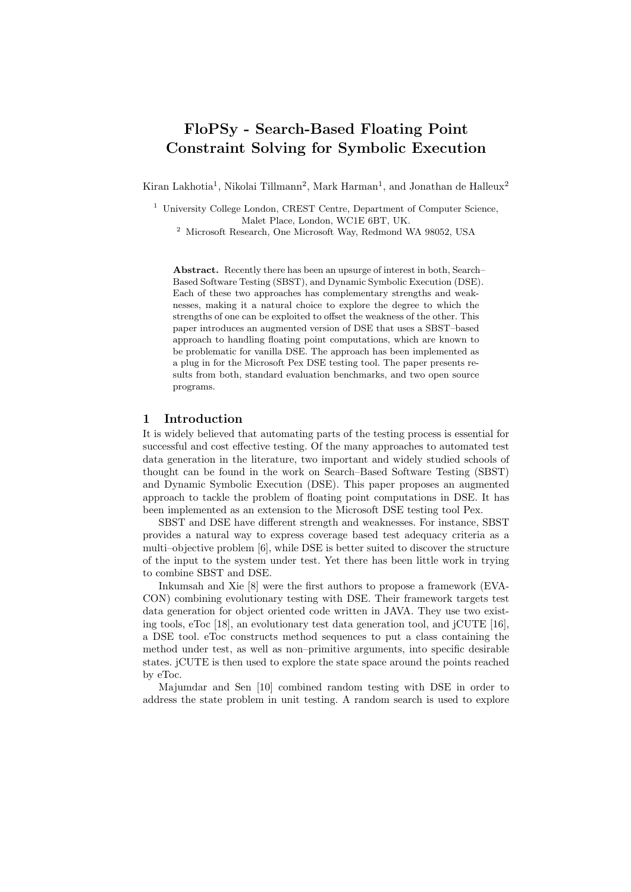# FloPSy - Search-Based Floating Point Constraint Solving for Symbolic Execution

Kiran Lakhotia[1], Nikolai Tillmann[2], Mark Harman[1], and Jonathan de Halleux[2]

[1] University College London, CREST Centre, Department of Computer Science, Malet Place, London, WC1E 6BT, UK.

[2] Microsoft Research, One Microsoft Way, Redmond WA 98052, USA

**Abstract.** Recently there has been an upsurge of interest in both, Search–Based Software Testing (SBST), and Dynamic Symbolic Execution (DSE). Each of these two approaches has complementary strengths and weaknesses, making it a natural choice to explore the degree to which the strengths of one can be exploited to offset the weakness of the other. This paper introduces an augmented version of DSE that uses a SBST–based approach to handling floating point computations, which are known to be problematic for vanilla DSE. The approach has been implemented as a plug in for the Microsoft Pex DSE testing tool. The paper presents results from both, standard evaluation benchmarks, and two open source programs.

## 1 Introduction

It is widely believed that automating parts of the testing process is essential for successful and cost effective testing. Of the many approaches to automated test data generation in the literature, two important and widely studied schools of thought can be found in the work on Search–Based Software Testing (SBST) and Dynamic Symbolic Execution (DSE). This paper proposes an augmented approach to tackle the problem of floating point computations in DSE. It has been implemented as an extension to the Microsoft DSE testing tool Pex.

SBST and DSE have different strength and weaknesses. For instance, SBST provides a natural way to express coverage based test adequacy criteria as a multi–objective problem [6], while DSE is better suited to discover the structure of the input to the system under test. Yet there has been little work in trying to combine SBST and DSE.

Inkumsah and Xie [8] were the first authors to propose a framework (EVACON) combining evolutionary testing with DSE. Their framework targets test data generation for object oriented code written in JAVA. They use two existing tools, eToc [18], an evolutionary test data generation tool, and jCUTE [16], a DSE tool. eToc constructs method sequences to put a class containing the method under test, as well as non–primitive arguments, into specific desirable states. jCUTE is then used to explore the state space around the points reached by eToc.

Majumdar and Sen [10] combined random testing with DSE in order to address the state problem in unit testing. A random search is used to explore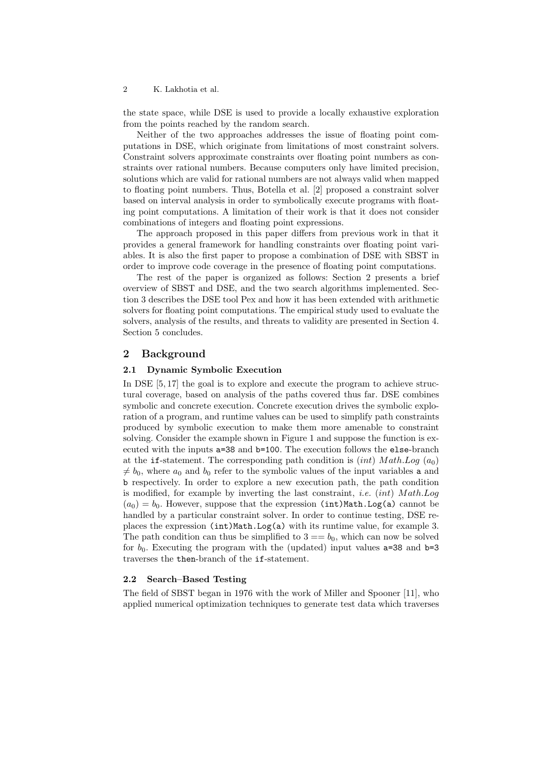the state space, while DSE is used to provide a locally exhaustive exploration from the points reached by the random search.

Neither of the two approaches addresses the issue of floating point computations in DSE, which originate from limitations of most constraint solvers. Constraint solvers approximate constraints over floating point numbers as constraints over rational numbers. Because computers only have limited precision, solutions which are valid for rational numbers are not always valid when mapped to floating point numbers. Thus, Botella et al. [2] proposed a constraint solver based on interval analysis in order to symbolically execute programs with floating point computations. A limitation of their work is that it does not consider combinations of integers and floating point expressions.

The approach proposed in this paper differs from previous work in that it provides a general framework for handling constraints over floating point variables. It is also the first paper to propose a combination of DSE with SBST in order to improve code coverage in the presence of floating point computations.

The rest of the paper is organized as follows: Section 2 presents a brief overview of SBST and DSE, and the two search algorithms implemented. Section 3 describes the DSE tool Pex and how it has been extended with arithmetic solvers for floating point computations. The empirical study used to evaluate the solvers, analysis of the results, and threats to validity are presented in Section 4. Section 5 concludes.

## 2 Background

### 2.1 Dynamic Symbolic Execution

In DSE [5, 17] the goal is to explore and execute the program to achieve structural coverage, based on analysis of the paths covered thus far. DSE combines symbolic and concrete execution. Concrete execution drives the symbolic exploration of a program, and runtime values can be used to simplify path constraints produced by symbolic execution to make them more amenable to constraint solving. Consider the example shown in Figure 1 and suppose the function is executed with the inputs `a=38` and `b=100`. The execution follows the `else`-branch at the `if`-statement. The corresponding path condition is $(int)\ Math.Log\ (a_0) \neq b_0$, where $a_0$ and $b_0$ refer to the symbolic values of the input variables `a` and `b` respectively. In order to explore a new execution path, the path condition is modified, for example by inverting the last constraint, *i.e.* $(int)\ Math.Log\ (a_0) = b_0$. However, suppose that the expression `(int)Math.Log(a)` cannot be handled by a particular constraint solver. In order to continue testing, DSE replaces the expression `(int)Math.Log(a)` with its runtime value, for example 3. The path condition can thus be simplified to $3 == b_0$, which can now be solved for $b_0$. Executing the program with the (updated) input values `a=38` and `b=3` traverses the `then`-branch of the `if`-statement.

### 2.2 Search–Based Testing

The field of SBST began in 1976 with the work of Miller and Spooner [11], who applied numerical optimization techniques to generate test data which traverses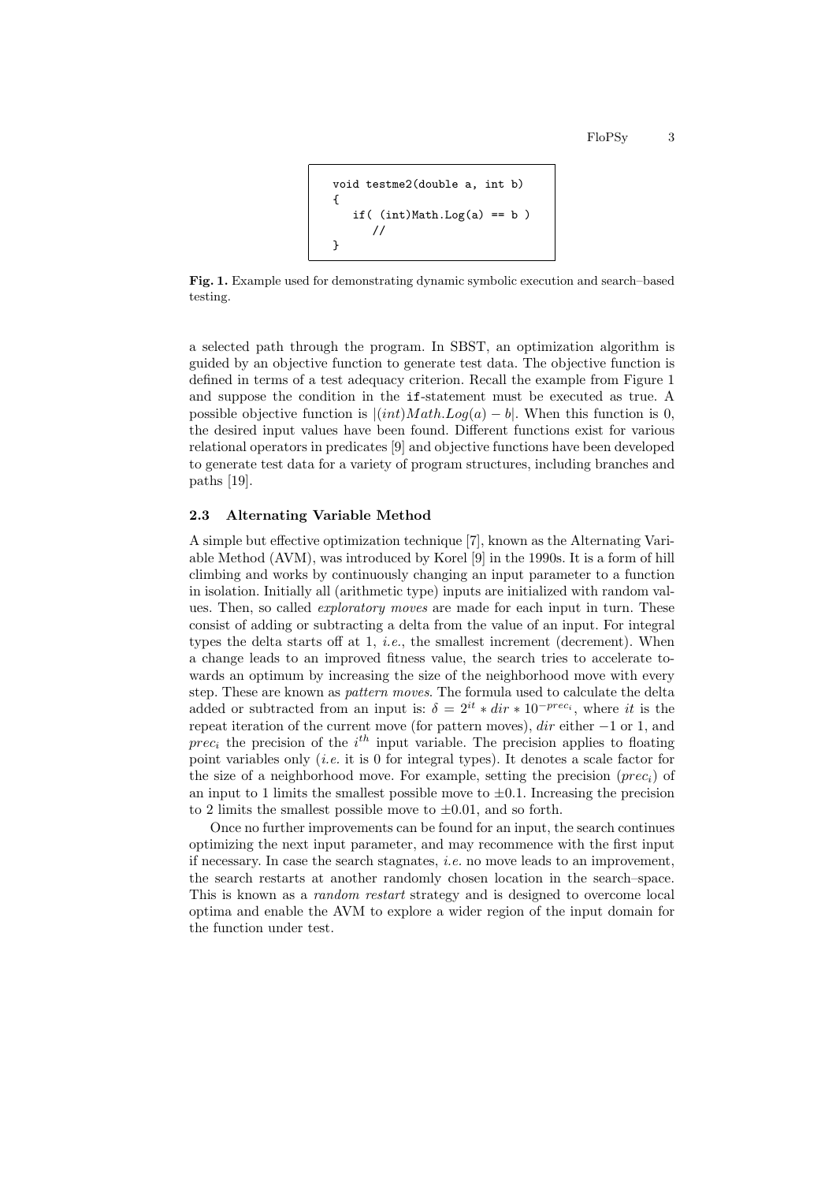```
void testme2(double a, int b)
{
   if( (int)Math.Log(a) == b )
      //
}
```

**Fig. 1.** Example used for demonstrating dynamic symbolic execution and search–based testing.

a selected path through the program. In SBST, an optimization algorithm is guided by an objective function to generate test data. The objective function is defined in terms of a test adequacy criterion. Recall the example from Figure 1 and suppose the condition in the if-statement must be executed as true. A possible objective function is $|(int)Math.Log(a) - b|$. When this function is 0, the desired input values have been found. Different functions exist for various relational operators in predicates [9] and objective functions have been developed to generate test data for a variety of program structures, including branches and paths [19].

### 2.3 Alternating Variable Method

A simple but effective optimization technique [7], known as the Alternating Variable Method (AVM), was introduced by Korel [9] in the 1990s. It is a form of hill climbing and works by continuously changing an input parameter to a function in isolation. Initially all (arithmetic type) inputs are initialized with random values. Then, so called *exploratory moves* are made for each input in turn. These consist of adding or subtracting a delta from the value of an input. For integral types the delta starts off at 1, *i.e.*, the smallest increment (decrement). When a change leads to an improved fitness value, the search tries to accelerate towards an optimum by increasing the size of the neighborhood move with every step. These are known as *pattern moves*. The formula used to calculate the delta added or subtracted from an input is: $\delta = 2^{it} * dir * 10^{-prec_i}$, where $it$ is the repeat iteration of the current move (for pattern moves), $dir$ either $-1$ or 1, and $prec_i$ the precision of the $i^{th}$ input variable. The precision applies to floating point variables only (*i.e.* it is 0 for integral types). It denotes a scale factor for the size of a neighborhood move. For example, setting the precision ($prec_i$) of an input to 1 limits the smallest possible move to $\pm 0.1$. Increasing the precision to 2 limits the smallest possible move to $\pm 0.01$, and so forth.

Once no further improvements can be found for an input, the search continues optimizing the next input parameter, and may recommence with the first input if necessary. In case the search stagnates, *i.e.* no move leads to an improvement, the search restarts at another randomly chosen location in the search–space. This is known as a *random restart* strategy and is designed to overcome local optima and enable the AVM to explore a wider region of the input domain for the function under test.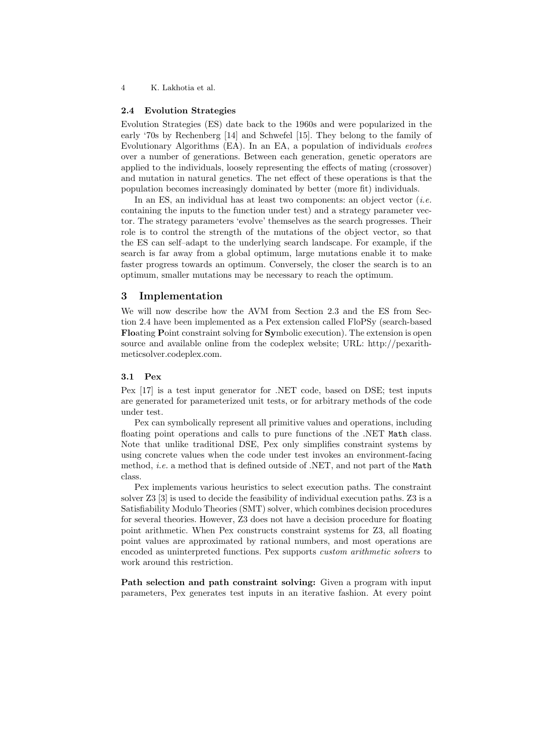### 2.4 Evolution Strategies

Evolution Strategies (ES) date back to the 1960s and were popularized in the early '70s by Rechenberg [14] and Schwefel [15]. They belong to the family of Evolutionary Algorithms (EA). In an EA, a population of individuals *evolves* over a number of generations. Between each generation, genetic operators are applied to the individuals, loosely representing the effects of mating (crossover) and mutation in natural genetics. The net effect of these operations is that the population becomes increasingly dominated by better (more fit) individuals.

In an ES, an individual has at least two components: an object vector (*i.e.* containing the inputs to the function under test) and a strategy parameter vector. The strategy parameters 'evolve' themselves as the search progresses. Their role is to control the strength of the mutations of the object vector, so that the ES can self–adapt to the underlying search landscape. For example, if the search is far away from a global optimum, large mutations enable it to make faster progress towards an optimum. Conversely, the closer the search is to an optimum, smaller mutations may be necessary to reach the optimum.

## 3 Implementation

We will now describe how the AVM from Section 2.3 and the ES from Section 2.4 have been implemented as a Pex extension called FloPSy (search-based **Flo**ating **P**oint constraint solving for **Sy**mbolic execution). The extension is open source and available online from the codeplex website; URL: http://pexarithmeticsolver.codeplex.com.

### 3.1 Pex

Pex [17] is a test input generator for .NET code, based on DSE; test inputs are generated for parameterized unit tests, or for arbitrary methods of the code under test.

Pex can symbolically represent all primitive values and operations, including floating point operations and calls to pure functions of the .NET `Math` class. Note that unlike traditional DSE, Pex only simplifies constraint systems by using concrete values when the code under test invokes an environment-facing method, *i.e.* a method that is defined outside of .NET, and not part of the `Math` class.

Pex implements various heuristics to select execution paths. The constraint solver Z3 [3] is used to decide the feasibility of individual execution paths. Z3 is a Satisfiability Modulo Theories (SMT) solver, which combines decision procedures for several theories. However, Z3 does not have a decision procedure for floating point arithmetic. When Pex constructs constraint systems for Z3, all floating point values are approximated by rational numbers, and most operations are encoded as uninterpreted functions. Pex supports *custom arithmetic solvers* to work around this restriction.

**Path selection and path constraint solving:** Given a program with input parameters, Pex generates test inputs in an iterative fashion. At every point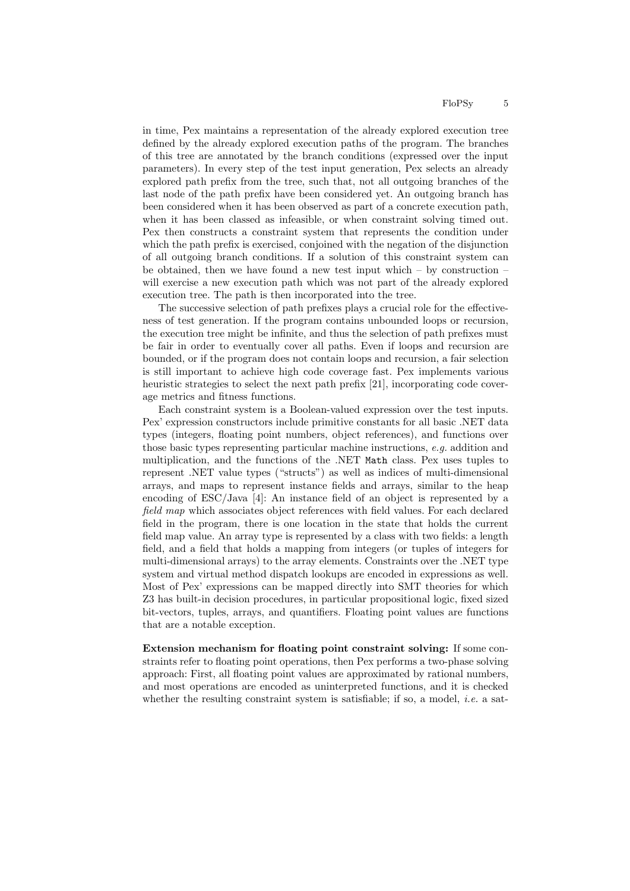in time, Pex maintains a representation of the already explored execution tree defined by the already explored execution paths of the program. The branches of this tree are annotated by the branch conditions (expressed over the input parameters). In every step of the test input generation, Pex selects an already explored path prefix from the tree, such that, not all outgoing branches of the last node of the path prefix have been considered yet. An outgoing branch has been considered when it has been observed as part of a concrete execution path, when it has been classed as infeasible, or when constraint solving timed out. Pex then constructs a constraint system that represents the condition under which the path prefix is exercised, conjoined with the negation of the disjunction of all outgoing branch conditions. If a solution of this constraint system can be obtained, then we have found a new test input which – by construction – will exercise a new execution path which was not part of the already explored execution tree. The path is then incorporated into the tree.

The successive selection of path prefixes plays a crucial role for the effectiveness of test generation. If the program contains unbounded loops or recursion, the execution tree might be infinite, and thus the selection of path prefixes must be fair in order to eventually cover all paths. Even if loops and recursion are bounded, or if the program does not contain loops and recursion, a fair selection is still important to achieve high code coverage fast. Pex implements various heuristic strategies to select the next path prefix [21], incorporating code coverage metrics and fitness functions.

Each constraint system is a Boolean-valued expression over the test inputs. Pex' expression constructors include primitive constants for all basic .NET data types (integers, floating point numbers, object references), and functions over those basic types representing particular machine instructions, *e.g.* addition and multiplication, and the functions of the .NET `Math` class. Pex uses tuples to represent .NET value types ("structs") as well as indices of multi-dimensional arrays, and maps to represent instance fields and arrays, similar to the heap encoding of ESC/Java [4]: An instance field of an object is represented by a *field map* which associates object references with field values. For each declared field in the program, there is one location in the state that holds the current field map value. An array type is represented by a class with two fields: a length field, and a field that holds a mapping from integers (or tuples of integers for multi-dimensional arrays) to the array elements. Constraints over the .NET type system and virtual method dispatch lookups are encoded in expressions as well. Most of Pex' expressions can be mapped directly into SMT theories for which Z3 has built-in decision procedures, in particular propositional logic, fixed sized bit-vectors, tuples, arrays, and quantifiers. Floating point values are functions that are a notable exception.

**Extension mechanism for floating point constraint solving:** If some constraints refer to floating point operations, then Pex performs a two-phase solving approach: First, all floating point values are approximated by rational numbers, and most operations are encoded as uninterpreted functions, and it is checked whether the resulting constraint system is satisfiable; if so, a model, *i.e.* a sat-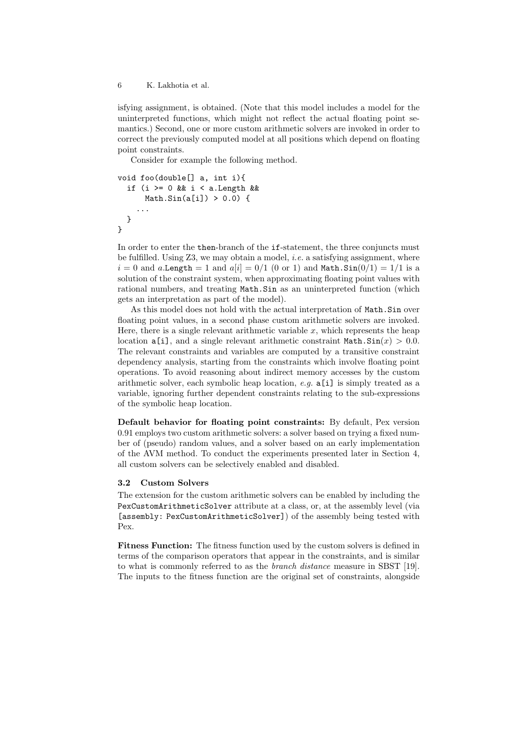isfying assignment, is obtained. (Note that this model includes a model for the uninterpreted functions, which might not reflect the actual floating point semantics.) Second, one or more custom arithmetic solvers are invoked in order to correct the previously computed model at all positions which depend on floating point constraints.

Consider for example the following method.

```
void foo(double[] a, int i){
  if (i >= 0 && i < a.Length &&
      Math.Sin(a[i]) > 0.0) {
    ...
  }
}
```

In order to enter the `then`-branch of the `if`-statement, the three conjuncts must be fulfilled. Using Z3, we may obtain a model, *i.e.* a satisfying assignment, where $i = 0$ and $a.\texttt{Length} = 1$ and $a[i] = 0/1$ (0 or 1) and $\texttt{Math.Sin}(0/1) = 1/1$ is a solution of the constraint system, when approximating floating point values with rational numbers, and treating `Math.Sin` as an uninterpreted function (which gets an interpretation as part of the model).

As this model does not hold with the actual interpretation of `Math.Sin` over floating point values, in a second phase custom arithmetic solvers are invoked. Here, there is a single relevant arithmetic variable $x$, which represents the heap location `a[i]`, and a single relevant arithmetic constraint $\texttt{Math.Sin}(x) > 0.0$. The relevant constraints and variables are computed by a transitive constraint dependency analysis, starting from the constraints which involve floating point operations. To avoid reasoning about indirect memory accesses by the custom arithmetic solver, each symbolic heap location, *e.g.* `a[i]` is simply treated as a variable, ignoring further dependent constraints relating to the sub-expressions of the symbolic heap location.

**Default behavior for floating point constraints:** By default, Pex version 0.91 employs two custom arithmetic solvers: a solver based on trying a fixed number of (pseudo) random values, and a solver based on an early implementation of the AVM method. To conduct the experiments presented later in Section 4, all custom solvers can be selectively enabled and disabled.

### 3.2 Custom Solvers

The extension for the custom arithmetic solvers can be enabled by including the `PexCustomArithmeticSolver` attribute at a class, or, at the assembly level (via `[assembly: PexCustomArithmeticSolver]`) of the assembly being tested with Pex.

**Fitness Function:** The fitness function used by the custom solvers is defined in terms of the comparison operators that appear in the constraints, and is similar to what is commonly referred to as the *branch distance* measure in SBST [19]. The inputs to the fitness function are the original set of constraints, alongside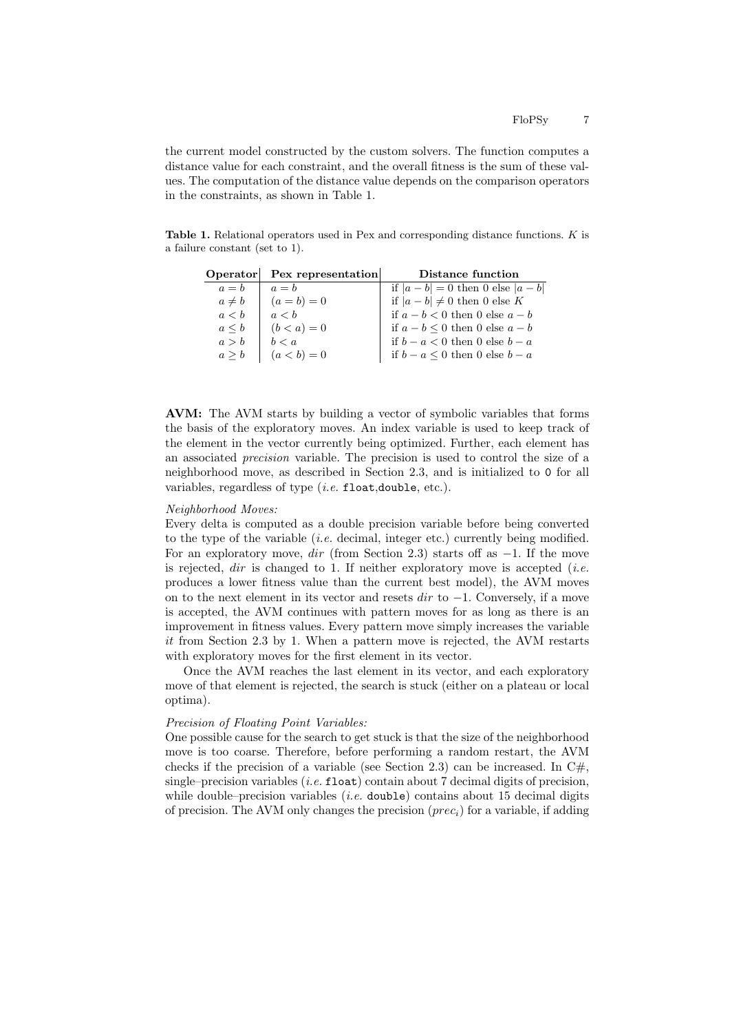the current model constructed by the custom solvers. The function computes a distance value for each constraint, and the overall fitness is the sum of these values. The computation of the distance value depends on the comparison operators in the constraints, as shown in Table 1.

**Table 1.** Relational operators used in Pex and corresponding distance functions. $K$ is a failure constant (set to 1).

| Operator | Pex representation | Distance function |
|---|---|---|
| $a = b$ | $a = b$ | if $\|a - b\| = 0$ then 0 else $\|a - b\|$ |
| $a \neq b$ | $(a = b) = 0$ | if $\|a - b\| \neq 0$ then 0 else $K$ |
| $a < b$ | $a < b$ | if $a - b < 0$ then 0 else $a - b$ |
| $a \leq b$ | $(b < a) = 0$ | if $a - b \leq 0$ then 0 else $a - b$ |
| $a > b$ | $b < a$ | if $b - a < 0$ then 0 else $b - a$ |
| $a \geq b$ | $(a < b) = 0$ | if $b - a \leq 0$ then 0 else $b - a$ |

**AVM:** The AVM starts by building a vector of symbolic variables that forms the basis of the exploratory moves. An index variable is used to keep track of the element in the vector currently being optimized. Further, each element has an associated *precision* variable. The precision is used to control the size of a neighborhood move, as described in Section 2.3, and is initialized to `0` for all variables, regardless of type (*i.e.* `float`,`double`, etc.).

*Neighborhood Moves:*
Every delta is computed as a double precision variable before being converted to the type of the variable (*i.e.* decimal, integer etc.) currently being modified. For an exploratory move, *dir* (from Section 2.3) starts off as $-1$. If the move is rejected, *dir* is changed to 1. If neither exploratory move is accepted (*i.e.* produces a lower fitness value than the current best model), the AVM moves on to the next element in its vector and resets *dir* to $-1$. Conversely, if a move is accepted, the AVM continues with pattern moves for as long as there is an improvement in fitness values. Every pattern move simply increases the variable *it* from Section 2.3 by 1. When a pattern move is rejected, the AVM restarts with exploratory moves for the first element in its vector.

Once the AVM reaches the last element in its vector, and each exploratory move of that element is rejected, the search is stuck (either on a plateau or local optima).

*Precision of Floating Point Variables:*
One possible cause for the search to get stuck is that the size of the neighborhood move is too coarse. Therefore, before performing a random restart, the AVM checks if the precision of a variable (see Section 2.3) can be increased. In C#, single–precision variables (*i.e.* `float`) contain about 7 decimal digits of precision, while double–precision variables (*i.e.* `double`) contains about 15 decimal digits of precision. The AVM only changes the precision ($prec_i$) for a variable, if adding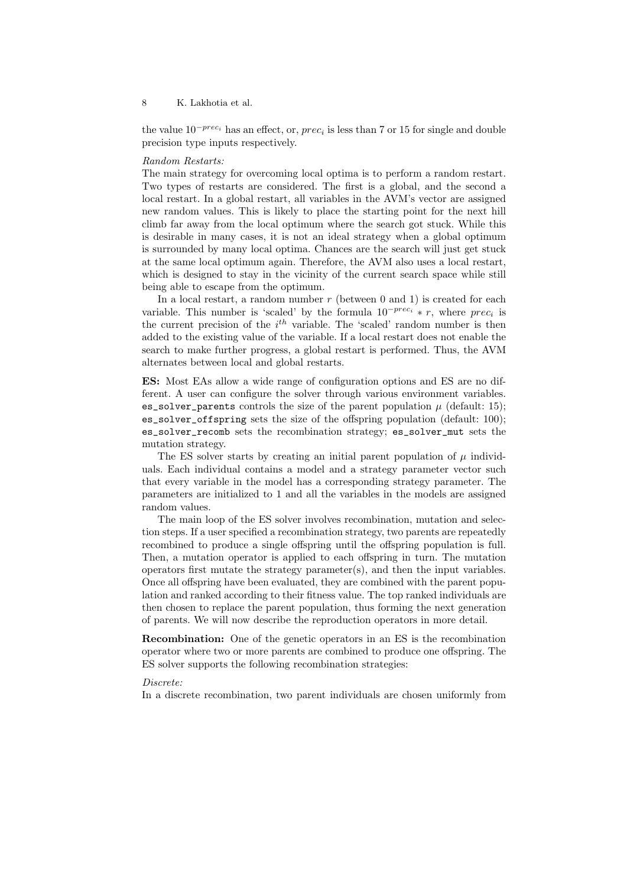the value $10^{-prec_i}$ has an effect, or, $prec_i$ is less than 7 or 15 for single and double precision type inputs respectively.

*Random Restarts:*
The main strategy for overcoming local optima is to perform a random restart. Two types of restarts are considered. The first is a global, and the second a local restart. In a global restart, all variables in the AVM's vector are assigned new random values. This is likely to place the starting point for the next hill climb far away from the local optimum where the search got stuck. While this is desirable in many cases, it is not an ideal strategy when a global optimum is surrounded by many local optima. Chances are the search will just get stuck at the same local optimum again. Therefore, the AVM also uses a local restart, which is designed to stay in the vicinity of the current search space while still being able to escape from the optimum.

In a local restart, a random number $r$ (between 0 and 1) is created for each variable. This number is 'scaled' by the formula $10^{-prec_i} * r$, where $prec_i$ is the current precision of the $i^{th}$ variable. The 'scaled' random number is then added to the existing value of the variable. If a local restart does not enable the search to make further progress, a global restart is performed. Thus, the AVM alternates between local and global restarts.

**ES:** Most EAs allow a wide range of configuration options and ES are no different. A user can configure the solver through various environment variables. `es_solver_parents` controls the size of the parent population $\mu$ (default: 15); `es_solver_offspring` sets the size of the offspring population (default: 100); `es_solver_recomb` sets the recombination strategy; `es_solver_mut` sets the mutation strategy.

The ES solver starts by creating an initial parent population of $\mu$ individuals. Each individual contains a model and a strategy parameter vector such that every variable in the model has a corresponding strategy parameter. The parameters are initialized to 1 and all the variables in the models are assigned random values.

The main loop of the ES solver involves recombination, mutation and selection steps. If a user specified a recombination strategy, two parents are repeatedly recombined to produce a single offspring until the offspring population is full. Then, a mutation operator is applied to each offspring in turn. The mutation operators first mutate the strategy parameter(s), and then the input variables. Once all offspring have been evaluated, they are combined with the parent population and ranked according to their fitness value. The top ranked individuals are then chosen to replace the parent population, thus forming the next generation of parents. We will now describe the reproduction operators in more detail.

**Recombination:** One of the genetic operators in an ES is the recombination operator where two or more parents are combined to produce one offspring. The ES solver supports the following recombination strategies:

*Discrete:*
In a discrete recombination, two parent individuals are chosen uniformly from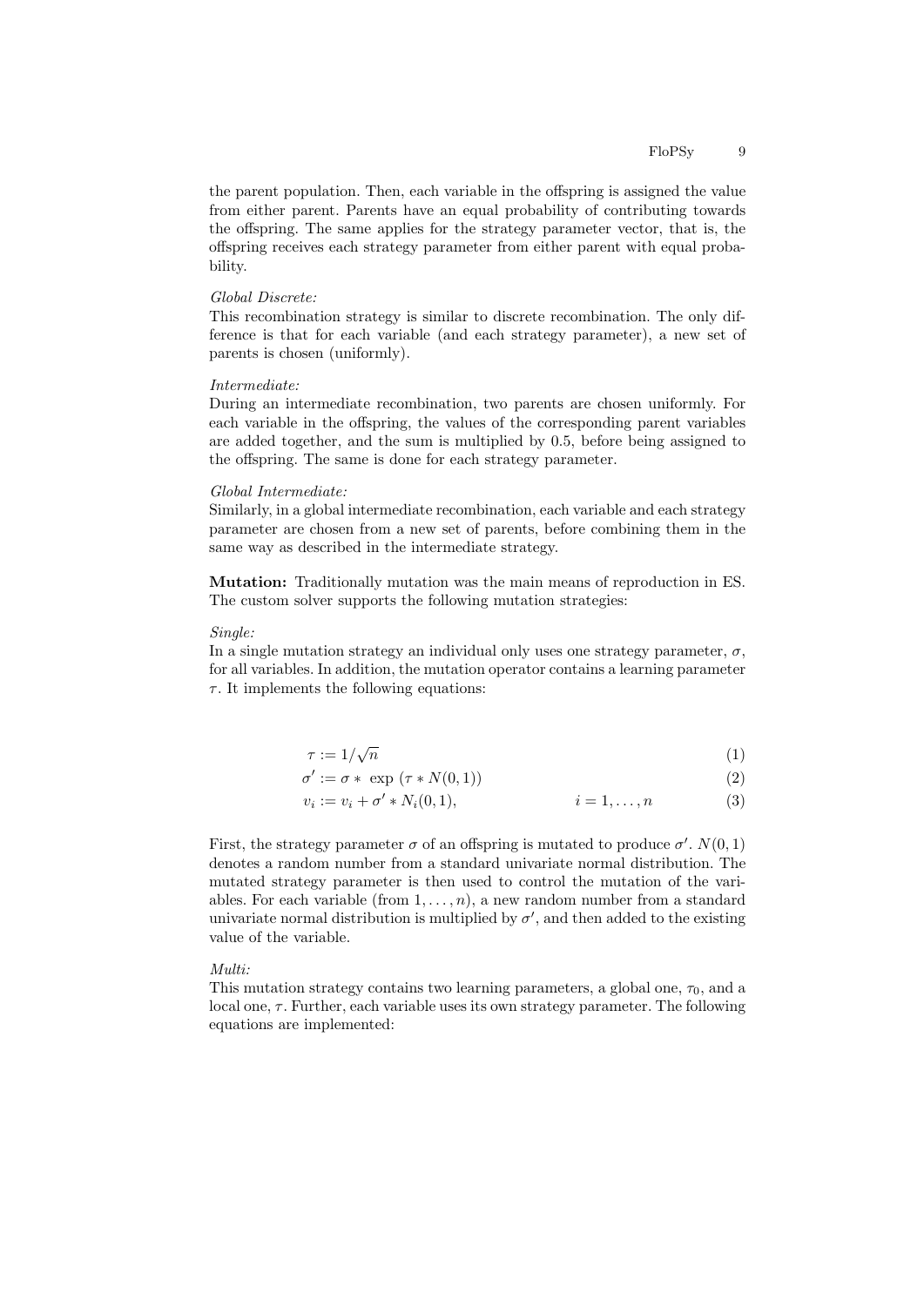the parent population. Then, each variable in the offspring is assigned the value from either parent. Parents have an equal probability of contributing towards the offspring. The same applies for the strategy parameter vector, that is, the offspring receives each strategy parameter from either parent with equal probability.

*Global Discrete:*
This recombination strategy is similar to discrete recombination. The only difference is that for each variable (and each strategy parameter), a new set of parents is chosen (uniformly).

*Intermediate:*
During an intermediate recombination, two parents are chosen uniformly. For each variable in the offspring, the values of the corresponding parent variables are added together, and the sum is multiplied by 0.5, before being assigned to the offspring. The same is done for each strategy parameter.

*Global Intermediate:*
Similarly, in a global intermediate recombination, each variable and each strategy parameter are chosen from a new set of parents, before combining them in the same way as described in the intermediate strategy.

**Mutation:** Traditionally mutation was the main means of reproduction in ES. The custom solver supports the following mutation strategies:

*Single:*
In a single mutation strategy an individual only uses one strategy parameter, $\sigma$, for all variables. In addition, the mutation operator contains a learning parameter $\tau$. It implements the following equations:

$$\tau := 1/\sqrt{n} \tag{1}$$

$$\sigma' := \sigma * \exp(\tau * N(0,1)) \tag{2}$$

$$v_i := v_i + \sigma' * N_i(0,1), \qquad i = 1, \ldots, n \tag{3}$$

First, the strategy parameter $\sigma$ of an offspring is mutated to produce $\sigma'$. $N(0,1)$ denotes a random number from a standard univariate normal distribution. The mutated strategy parameter is then used to control the mutation of the variables. For each variable (from $1, \ldots, n$), a new random number from a standard univariate normal distribution is multiplied by $\sigma'$, and then added to the existing value of the variable.

*Multi:*
This mutation strategy contains two learning parameters, a global one, $\tau_0$, and a local one, $\tau$. Further, each variable uses its own strategy parameter. The following equations are implemented: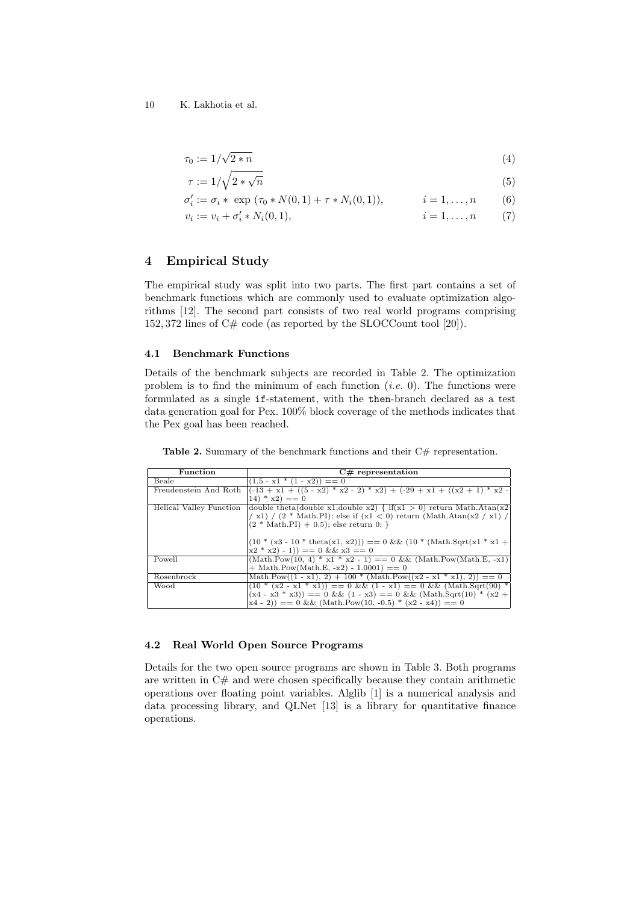$$\tau_0 := 1/\sqrt{2 * n} \tag{4}$$

$$\tau := 1/\sqrt{2 * \sqrt{n}} \tag{5}$$

$$\sigma_i' := \sigma_i * \exp\left(\tau_0 * N(0,1) + \tau * N_i(0,1)\right), \qquad i = 1, \ldots, n \tag{6}$$

$$v_i := v_i + \sigma_i' * N_i(0,1), \qquad i = 1, \ldots, n \tag{7}$$

## 4 Empirical Study

The empirical study was split into two parts. The first part contains a set of benchmark functions which are commonly used to evaluate optimization algorithms [12]. The second part consists of two real world programs comprising 152,372 lines of C# code (as reported by the SLOCCount tool [20]).

### 4.1 Benchmark Functions

Details of the benchmark subjects are recorded in Table 2. The optimization problem is to find the minimum of each function (*i.e.* 0). The functions were formulated as a single `if`-statement, with the `then`-branch declared as a test data generation goal for Pex. 100% block coverage of the methods indicates that the Pex goal has been reached.

**Table 2.** Summary of the benchmark functions and their C# representation.

| Function | C# representation |
|---|---|
| Beale | (1.5 - x1 * (1 - x2)) == 0 |
| Freudenstein And Roth | (-13 + x1 + ((5 - x2) * x2 - 2) * x2) + (-29 + x1 + ((x2 + 1) * x2 - 14) * x2) == 0 |
| Helical Valley Function | double theta(double x1,double x2) { if(x1 > 0) return Math.Atan(x2 / x1) / (2 * Math.PI); else if (x1 < 0) return (Math.Atan(x2 / x1) / (2 * Math.PI) + 0.5); else return 0; }<br><br>(10 * (x3 - 10 * theta(x1, x2))) == 0 && (10 * (Math.Sqrt(x1 * x1 + x2 * x2) - 1)) == 0 && x3 == 0 |
| Powell | (Math.Pow(10, 4) * x1 * x2 - 1) == 0 && (Math.Pow(Math.E, -x1) + Math.Pow(Math.E, -x2) - 1.0001) == 0 |
| Rosenbrock | Math.Pow((1 - x1), 2) + 100 * (Math.Pow((x2 - x1 * x1), 2)) == 0 |
| Wood | (10 * (x2 - x1 * x1)) == 0 && (1 - x1) == 0 && (Math.Sqrt(90) * (x4 - x3 * x3)) == 0 && (1 - x3) == 0 && (Math.Sqrt(10) * (x2 + x4 - 2)) == 0 && (Math.Pow(10, -0.5) * (x2 - x4)) == 0 |

### 4.2 Real World Open Source Programs

Details for the two open source programs are shown in Table 3. Both programs are written in C# and were chosen specifically because they contain arithmetic operations over floating point variables. Alglib [1] is a numerical analysis and data processing library, and QLNet [13] is a library for quantitative finance operations.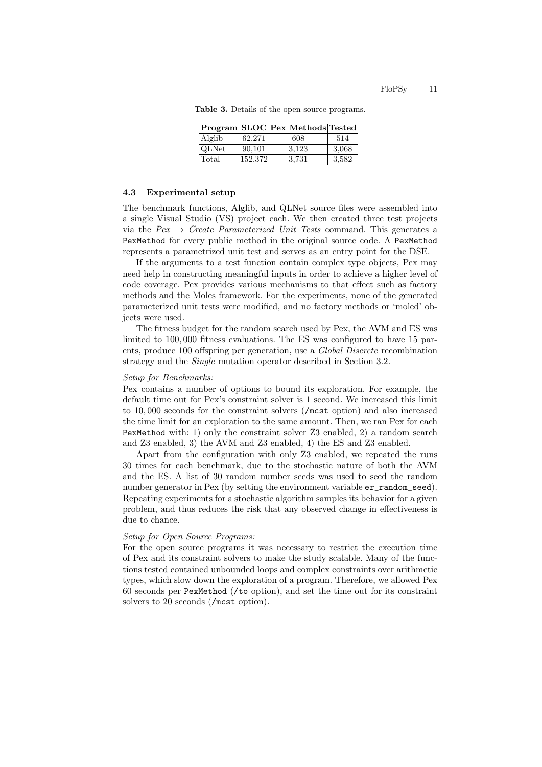**Table 3.** Details of the open source programs.

| Program | SLOC | Pex Methods | Tested |
|---|---|---|---|
| Alglib | 62,271 | 608 | 514 |
| QLNet | 90,101 | 3,123 | 3,068 |
| Total | 152,372 | 3,731 | 3,582 |

### 4.3 Experimental setup

The benchmark functions, Alglib, and QLNet source files were assembled into a single Visual Studio (VS) project each. We then created three test projects via the *Pex* $\rightarrow$ *Create Parameterized Unit Tests* command. This generates a `PexMethod` for every public method in the original source code. A `PexMethod` represents a parametrized unit test and serves as an entry point for the DSE.

If the arguments to a test function contain complex type objects, Pex may need help in constructing meaningful inputs in order to achieve a higher level of code coverage. Pex provides various mechanisms to that effect such as factory methods and the Moles framework. For the experiments, none of the generated parameterized unit tests were modified, and no factory methods or 'moled' objects were used.

The fitness budget for the random search used by Pex, the AVM and ES was limited to 100,000 fitness evaluations. The ES was configured to have 15 parents, produce 100 offspring per generation, use a *Global Discrete* recombination strategy and the *Single* mutation operator described in Section 3.2.

*Setup for Benchmarks:*
Pex contains a number of options to bound its exploration. For example, the default time out for Pex's constraint solver is 1 second. We increased this limit to 10,000 seconds for the constraint solvers (`/mcst` option) and also increased the time limit for an exploration to the same amount. Then, we ran Pex for each `PexMethod` with: 1) only the constraint solver Z3 enabled, 2) a random search and Z3 enabled, 3) the AVM and Z3 enabled, 4) the ES and Z3 enabled.

Apart from the configuration with only Z3 enabled, we repeated the runs 30 times for each benchmark, due to the stochastic nature of both the AVM and the ES. A list of 30 random number seeds was used to seed the random number generator in Pex (by setting the environment variable `er_random_seed`). Repeating experiments for a stochastic algorithm samples its behavior for a given problem, and thus reduces the risk that any observed change in effectiveness is due to chance.

*Setup for Open Source Programs:*
For the open source programs it was necessary to restrict the execution time of Pex and its constraint solvers to make the study scalable. Many of the functions tested contained unbounded loops and complex constraints over arithmetic types, which slow down the exploration of a program. Therefore, we allowed Pex 60 seconds per `PexMethod` (`/to` option), and set the time out for its constraint solvers to 20 seconds (`/mcst` option).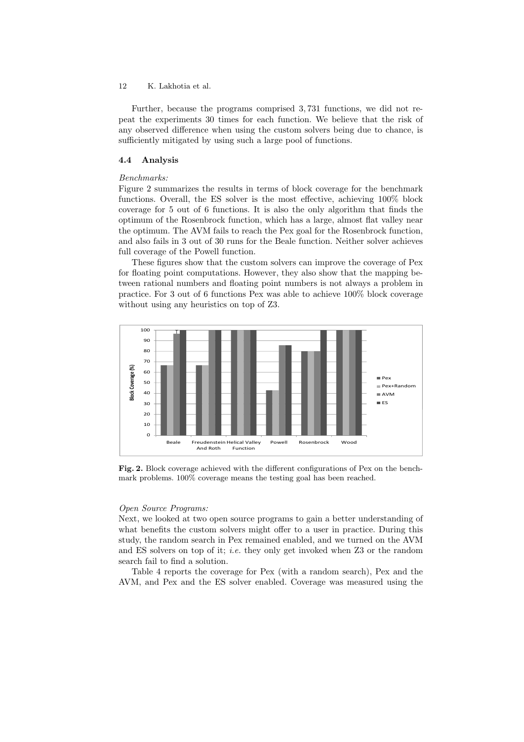Further, because the programs comprised 3,731 functions, we did not repeat the experiments 30 times for each function. We believe that the risk of any observed difference when using the custom solvers being due to chance, is sufficiently mitigated by using such a large pool of functions.

### 4.4 Analysis

*Benchmarks:*
Figure 2 summarizes the results in terms of block coverage for the benchmark functions. Overall, the ES solver is the most effective, achieving 100% block coverage for 5 out of 6 functions. It is also the only algorithm that finds the optimum of the Rosenbrock function, which has a large, almost flat valley near the optimum. The AVM fails to reach the Pex goal for the Rosenbrock function, and also fails in 3 out of 30 runs for the Beale function. Neither solver achieves full coverage of the Powell function.

These figures show that the custom solvers can improve the coverage of Pex for floating point computations. However, they also show that the mapping between rational numbers and floating point numbers is not always a problem in practice. For 3 out of 6 functions Pex was able to achieve 100% block coverage without using any heuristics on top of Z3.

**Fig. 2.** Block coverage achieved with the different configurations of Pex on the benchmark problems. 100% coverage means the testing goal has been reached.

*Open Source Programs:*
Next, we looked at two open source programs to gain a better understanding of what benefits the custom solvers might offer to a user in practice. During this study, the random search in Pex remained enabled, and we turned on the AVM and ES solvers on top of it; *i.e.* they only get invoked when Z3 or the random search fail to find a solution.

Table 4 reports the coverage for Pex (with a random search), Pex and the AVM, and Pex and the ES solver enabled. Coverage was measured using the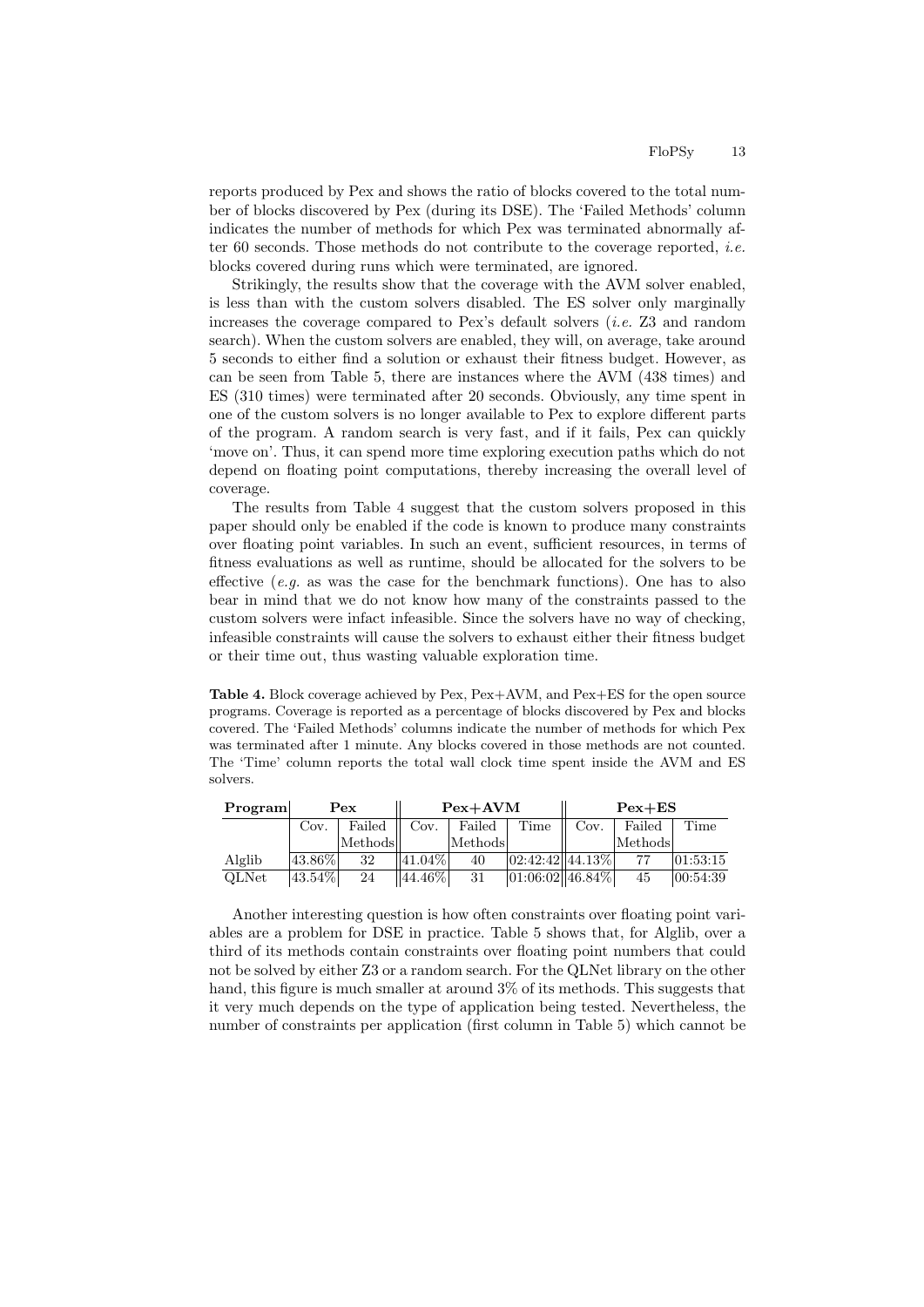reports produced by Pex and shows the ratio of blocks covered to the total number of blocks discovered by Pex (during its DSE). The 'Failed Methods' column indicates the number of methods for which Pex was terminated abnormally after 60 seconds. Those methods do not contribute to the coverage reported, *i.e.* blocks covered during runs which were terminated, are ignored.

Strikingly, the results show that the coverage with the AVM solver enabled, is less than with the custom solvers disabled. The ES solver only marginally increases the coverage compared to Pex's default solvers (*i.e.* Z3 and random search). When the custom solvers are enabled, they will, on average, take around 5 seconds to either find a solution or exhaust their fitness budget. However, as can be seen from Table 5, there are instances where the AVM (438 times) and ES (310 times) were terminated after 20 seconds. Obviously, any time spent in one of the custom solvers is no longer available to Pex to explore different parts of the program. A random search is very fast, and if it fails, Pex can quickly 'move on'. Thus, it can spend more time exploring execution paths which do not depend on floating point computations, thereby increasing the overall level of coverage.

The results from Table 4 suggest that the custom solvers proposed in this paper should only be enabled if the code is known to produce many constraints over floating point variables. In such an event, sufficient resources, in terms of fitness evaluations as well as runtime, should be allocated for the solvers to be effective (*e.g.* as was the case for the benchmark functions). One has to also bear in mind that we do not know how many of the constraints passed to the custom solvers were infact infeasible. Since the solvers have no way of checking, infeasible constraints will cause the solvers to exhaust either their fitness budget or their time out, thus wasting valuable exploration time.

**Table 4.** Block coverage achieved by Pex, Pex+AVM, and Pex+ES for the open source programs. Coverage is reported as a percentage of blocks discovered by Pex and blocks covered. The 'Failed Methods' columns indicate the number of methods for which Pex was terminated after 1 minute. Any blocks covered in those methods are not counted. The 'Time' column reports the total wall clock time spent inside the AVM and ES solvers.

| **Program** | **Pex** | | **Pex+AVM** | | | **Pex+ES** | | |
|---|---|---|---|---|---|---|---|---|
| | Cov. | Failed Methods | Cov. | Failed Methods | Time | Cov. | Failed Methods | Time |
| Alglib | 43.86% | 32 | 41.04% | 40 | 02:42:42 | 44.13% | 77 | 01:53:15 |
| QLNet | 43.54% | 24 | 44.46% | 31 | 01:06:02 | 46.84% | 45 | 00:54:39 |

Another interesting question is how often constraints over floating point variables are a problem for DSE in practice. Table 5 shows that, for Alglib, over a third of its methods contain constraints over floating point numbers that could not be solved by either Z3 or a random search. For the QLNet library on the other hand, this figure is much smaller at around 3% of its methods. This suggests that it very much depends on the type of application being tested. Nevertheless, the number of constraints per application (first column in Table 5) which cannot be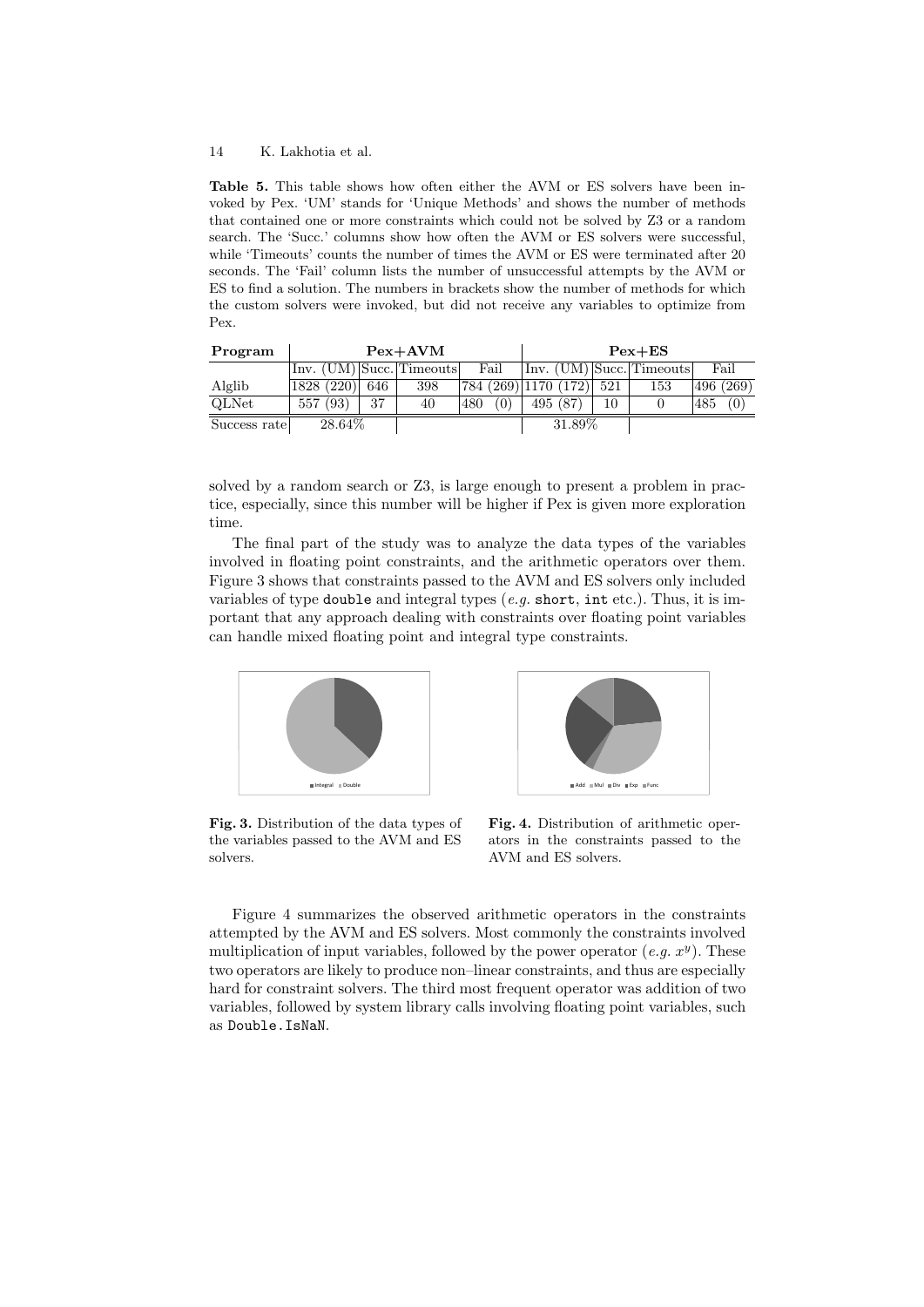**Table 5.** This table shows how often either the AVM or ES solvers have been invoked by Pex. 'UM' stands for 'Unique Methods' and shows the number of methods that contained one or more constraints which could not be solved by Z3 or a random search. The 'Succ.' columns show how often the AVM or ES solvers were successful, while 'Timeouts' counts the number of times the AVM or ES were terminated after 20 seconds. The 'Fail' column lists the number of unsuccessful attempts by the AVM or ES to find a solution. The numbers in brackets show the number of methods for which the custom solvers were invoked, but did not receive any variables to optimize from Pex.

| **Program** | **Pex+AVM** | | | | **Pex+ES** | | | |
|---|---|---|---|---|---|---|---|---|
| | Inv. (UM) | Succ. | Timeouts | Fail | Inv. (UM) | Succ. | Timeouts | Fail |
| Alglib | 1828 (220) | 646 | 398 | 784 (269) | 1170 (172) | 521 | 153 | 496 (269) |
| QLNet | 557 (93) | 37 | 40 | 480 (0) | 495 (87) | 10 | 0 | 485 (0) |
| Success rate | 28.64% | | | | 31.89% | | | |

solved by a random search or Z3, is large enough to present a problem in practice, especially, since this number will be higher if Pex is given more exploration time.

The final part of the study was to analyze the data types of the variables involved in floating point constraints, and the arithmetic operators over them. Figure 3 shows that constraints passed to the AVM and ES solvers only included variables of type `double` and integral types (*e.g.* `short`, `int` etc.). Thus, it is important that any approach dealing with constraints over floating point variables can handle mixed floating point and integral type constraints.

**Fig. 3.** Distribution of the data types of the variables passed to the AVM and ES solvers.

**Fig. 4.** Distribution of arithmetic operators in the constraints passed to the AVM and ES solvers.

Figure 4 summarizes the observed arithmetic operators in the constraints attempted by the AVM and ES solvers. Most commonly the constraints involved multiplication of input variables, followed by the power operator (*e.g.* $x^y$). These two operators are likely to produce non–linear constraints, and thus are especially hard for constraint solvers. The third most frequent operator was addition of two variables, followed by system library calls involving floating point variables, such as `Double.IsNaN`.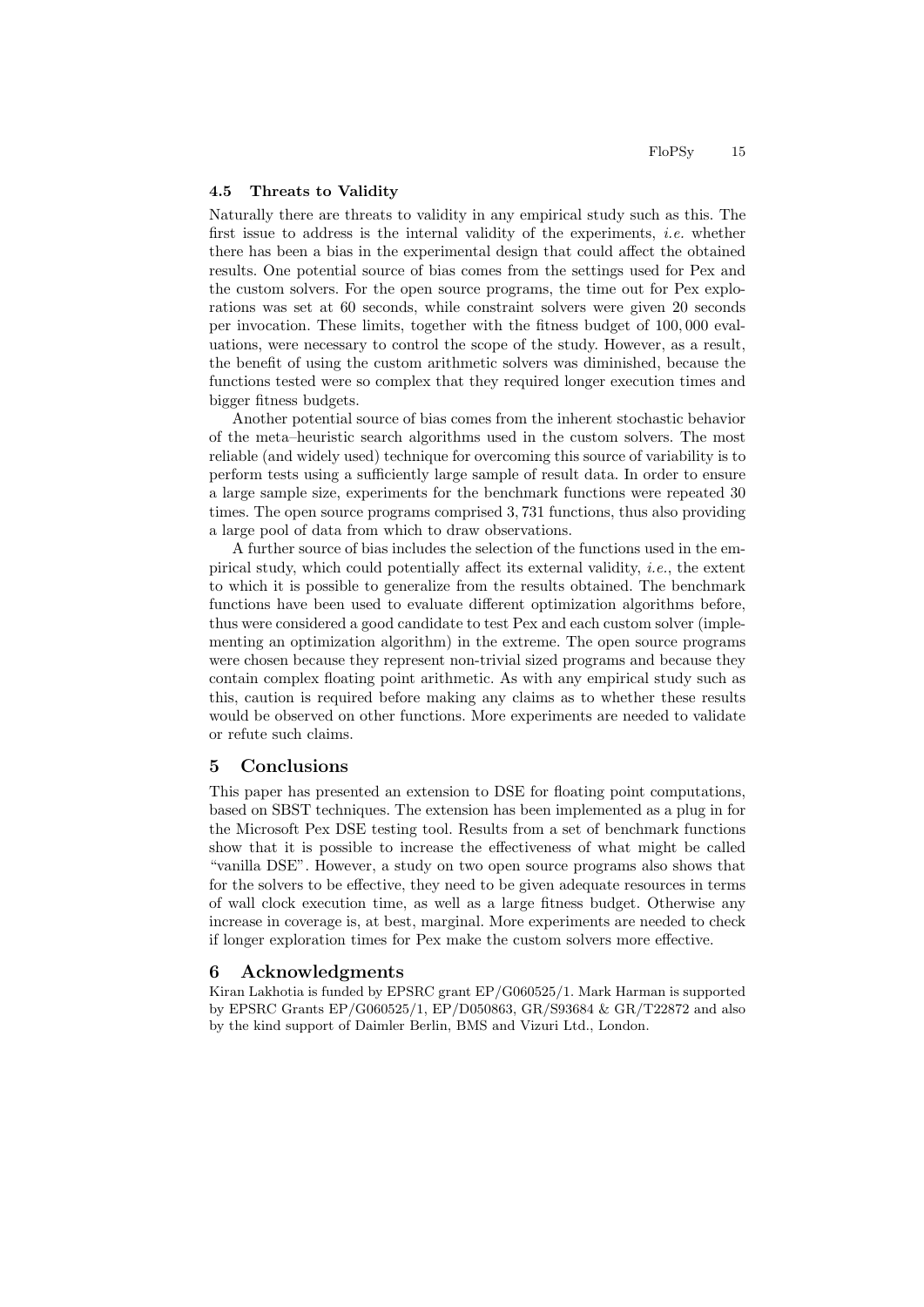### 4.5 Threats to Validity

Naturally there are threats to validity in any empirical study such as this. The first issue to address is the internal validity of the experiments, *i.e.* whether there has been a bias in the experimental design that could affect the obtained results. One potential source of bias comes from the settings used for Pex and the custom solvers. For the open source programs, the time out for Pex explorations was set at 60 seconds, while constraint solvers were given 20 seconds per invocation. These limits, together with the fitness budget of 100,000 evaluations, were necessary to control the scope of the study. However, as a result, the benefit of using the custom arithmetic solvers was diminished, because the functions tested were so complex that they required longer execution times and bigger fitness budgets.

Another potential source of bias comes from the inherent stochastic behavior of the meta–heuristic search algorithms used in the custom solvers. The most reliable (and widely used) technique for overcoming this source of variability is to perform tests using a sufficiently large sample of result data. In order to ensure a large sample size, experiments for the benchmark functions were repeated 30 times. The open source programs comprised 3,731 functions, thus also providing a large pool of data from which to draw observations.

A further source of bias includes the selection of the functions used in the empirical study, which could potentially affect its external validity, *i.e.*, the extent to which it is possible to generalize from the results obtained. The benchmark functions have been used to evaluate different optimization algorithms before, thus were considered a good candidate to test Pex and each custom solver (implementing an optimization algorithm) in the extreme. The open source programs were chosen because they represent non-trivial sized programs and because they contain complex floating point arithmetic. As with any empirical study such as this, caution is required before making any claims as to whether these results would be observed on other functions. More experiments are needed to validate or refute such claims.

## 5 Conclusions

This paper has presented an extension to DSE for floating point computations, based on SBST techniques. The extension has been implemented as a plug in for the Microsoft Pex DSE testing tool. Results from a set of benchmark functions show that it is possible to increase the effectiveness of what might be called "vanilla DSE". However, a study on two open source programs also shows that for the solvers to be effective, they need to be given adequate resources in terms of wall clock execution time, as well as a large fitness budget. Otherwise any increase in coverage is, at best, marginal. More experiments are needed to check if longer exploration times for Pex make the custom solvers more effective.

## 6 Acknowledgments

Kiran Lakhotia is funded by EPSRC grant EP/G060525/1. Mark Harman is supported by EPSRC Grants EP/G060525/1, EP/D050863, GR/S93684 & GR/T22872 and also by the kind support of Daimler Berlin, BMS and Vizuri Ltd., London.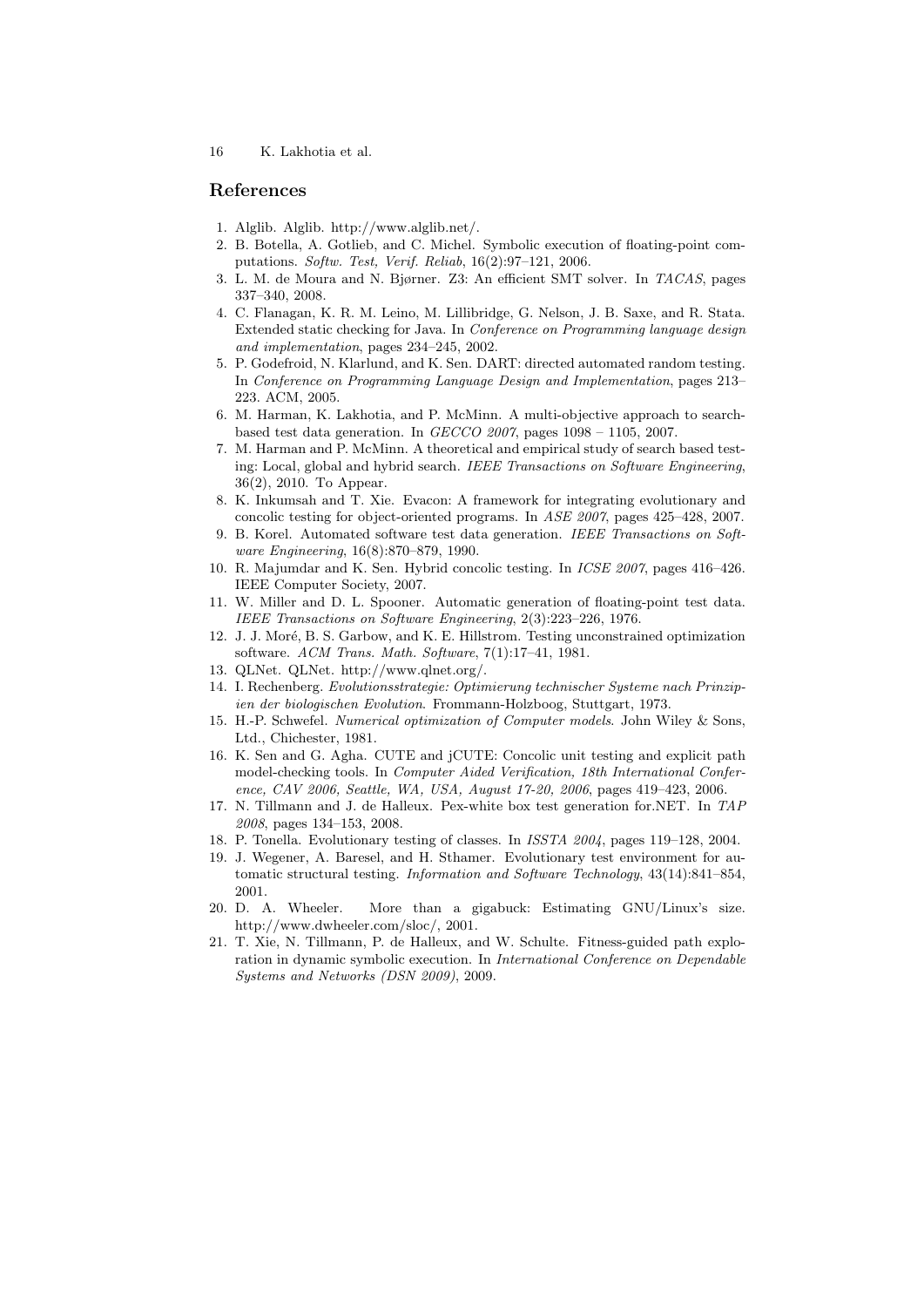## References

1. Alglib. Alglib. http://www.alglib.net/.
2. B. Botella, A. Gotlieb, and C. Michel. Symbolic execution of floating-point computations. *Softw. Test, Verif. Reliab*, 16(2):97–121, 2006.
3. L. M. de Moura and N. Bjørner. Z3: An efficient SMT solver. In *TACAS*, pages 337–340, 2008.
4. C. Flanagan, K. R. M. Leino, M. Lillibridge, G. Nelson, J. B. Saxe, and R. Stata. Extended static checking for Java. In *Conference on Programming language design and implementation*, pages 234–245, 2002.
5. P. Godefroid, N. Klarlund, and K. Sen. DART: directed automated random testing. In *Conference on Programming Language Design and Implementation*, pages 213–223. ACM, 2005.
6. M. Harman, K. Lakhotia, and P. McMinn. A multi-objective approach to search-based test data generation. In *GECCO 2007*, pages 1098 – 1105, 2007.
7. M. Harman and P. McMinn. A theoretical and empirical study of search based testing: Local, global and hybrid search. *IEEE Transactions on Software Engineering*, 36(2), 2010. To Appear.
8. K. Inkumsah and T. Xie. Evacon: A framework for integrating evolutionary and concolic testing for object-oriented programs. In *ASE 2007*, pages 425–428, 2007.
9. B. Korel. Automated software test data generation. *IEEE Transactions on Software Engineering*, 16(8):870–879, 1990.
10. R. Majumdar and K. Sen. Hybrid concolic testing. In *ICSE 2007*, pages 416–426. IEEE Computer Society, 2007.
11. W. Miller and D. L. Spooner. Automatic generation of floating-point test data. *IEEE Transactions on Software Engineering*, 2(3):223–226, 1976.
12. J. J. Moré, B. S. Garbow, and K. E. Hillstrom. Testing unconstrained optimization software. *ACM Trans. Math. Software*, 7(1):17–41, 1981.
13. QLNet. QLNet. http://www.qlnet.org/.
14. I. Rechenberg. *Evolutionsstrategie: Optimierung technischer Systeme nach Prinzipien der biologischen Evolution*. Frommann-Holzboog, Stuttgart, 1973.
15. H.-P. Schwefel. *Numerical optimization of Computer models*. John Wiley & Sons, Ltd., Chichester, 1981.
16. K. Sen and G. Agha. CUTE and jCUTE: Concolic unit testing and explicit path model-checking tools. In *Computer Aided Verification, 18th International Conference, CAV 2006, Seattle, WA, USA, August 17-20, 2006*, pages 419–423, 2006.
17. N. Tillmann and J. de Halleux. Pex-white box test generation for.NET. In *TAP 2008*, pages 134–153, 2008.
18. P. Tonella. Evolutionary testing of classes. In *ISSTA 2004*, pages 119–128, 2004.
19. J. Wegener, A. Baresel, and H. Sthamer. Evolutionary test environment for automatic structural testing. *Information and Software Technology*, 43(14):841–854, 2001.
20. D. A. Wheeler. More than a gigabuck: Estimating GNU/Linux's size. http://www.dwheeler.com/sloc/, 2001.
21. T. Xie, N. Tillmann, P. de Halleux, and W. Schulte. Fitness-guided path exploration in dynamic symbolic execution. In *International Conference on Dependable Systems and Networks (DSN 2009)*, 2009.